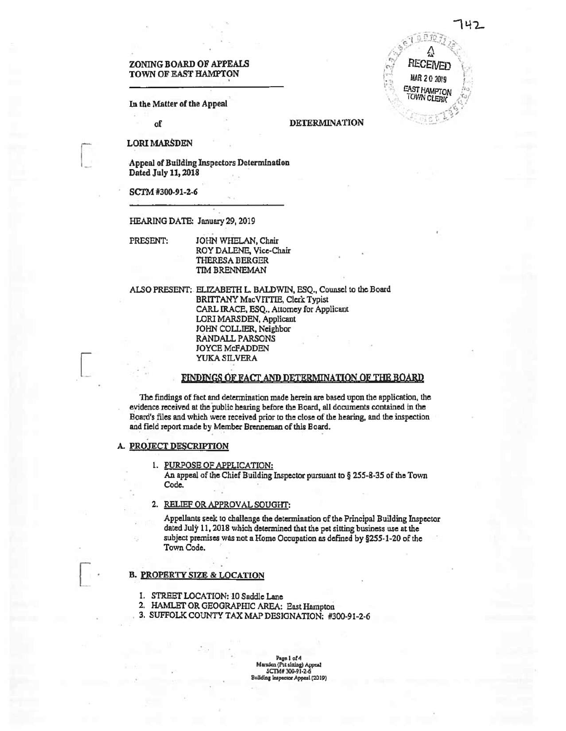742

RECEIVED
MAR 20 2019
EAST HAMPTON TOWN CLERK

**ZONING BOARD OF APPEALS**
**TOWN OF EAST HAMPTON**

**In the Matter of the Appeal**

**of** **DETERMINATION**

**LORI MARSDEN**

**Appeal of Building Inspectors Determination**
**Dated July 11, 2018**

**SCTM #300-91-2-6**

HEARING DATE: January 29, 2019

PRESENT:
- JOHN WHELAN, Chair
- ROY DALENE, Vice-Chair
- THERESA BERGER
- TIM BRENNEMAN

ALSO PRESENT:
- ELIZABETH L. BALDWIN, ESQ., Counsel to the Board
- BRITTANY MacVITTIE, Clerk Typist
- CARL IRACE, ESQ., Attorney for Applicant
- LORI MARSDEN, Applicant
- JOHN COLLIER, Neighbor
- RANDALL PARSONS
- JOYCE McFADDEN
- YUKA SILVERA

## FINDINGS OF FACT AND DETERMINATION OF THE BOARD

The findings of fact and determination made herein are based upon the application, the evidence received at the public hearing before the Board, all documents contained in the Board's files and which were received prior to the close of the hearing, and the inspection and field report made by Member Brenneman of this Board.

### A. PROJECT DESCRIPTION

1. PURPOSE OF APPLICATION:
   An appeal of the Chief Building Inspector pursuant to § 255-8-35 of the Town Code.

2. RELIEF OR APPROVAL SOUGHT:
   Appellants seek to challenge the determination of the Principal Building Inspector dated July 11, 2018 which determined that the pet sitting business use at the subject premises was not a Home Occupation as defined by §255-1-20 of the Town Code.

### B. PROPERTY SIZE & LOCATION

1. STREET LOCATION: 10 Saddle Lane
2. HAMLET OR GEOGRAPHIC AREA: East Hampton
3. SUFFOLK COUNTY TAX MAP DESIGNATION: #300-91-2-6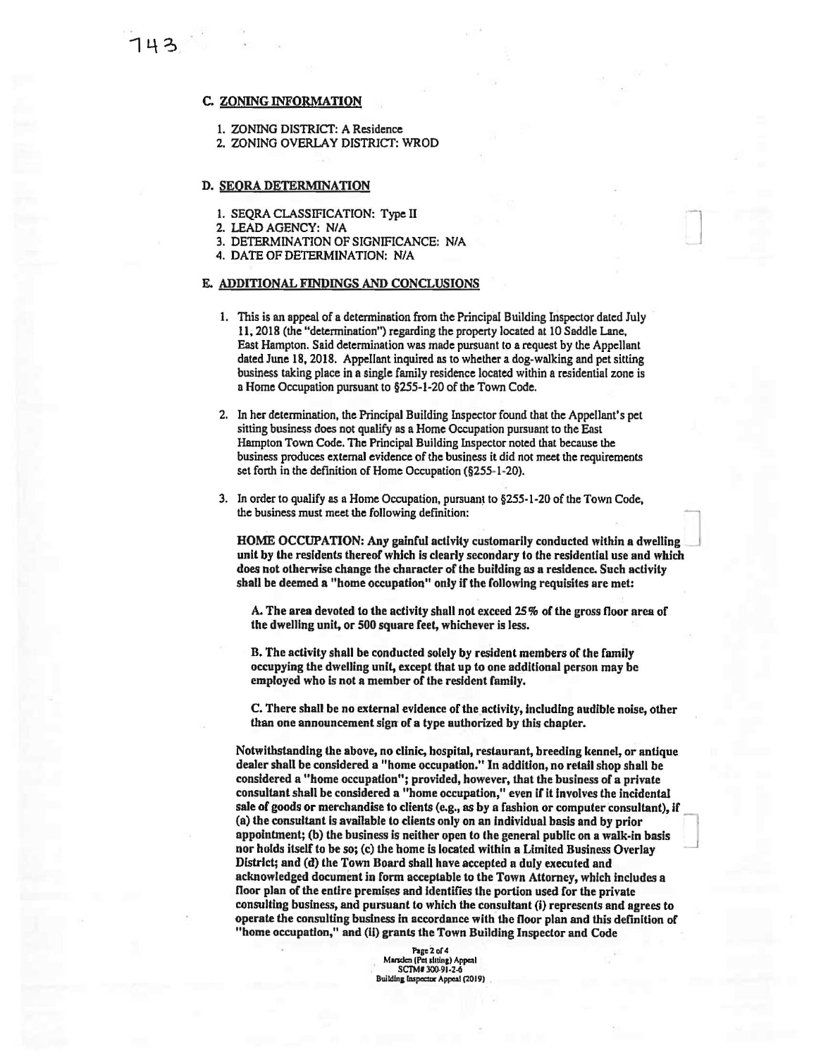743

### C. ZONING INFORMATION

1. ZONING DISTRICT: A Residence
2. ZONING OVERLAY DISTRICT: WROD

### D. SEQRA DETERMINATION

1. SEQRA CLASSIFICATION: Type II
2. LEAD AGENCY: N/A
3. DETERMINATION OF SIGNIFICANCE: N/A
4. DATE OF DETERMINATION: N/A

### E. ADDITIONAL FINDINGS AND CONCLUSIONS

1. This is an appeal of a determination from the Principal Building Inspector dated July 11, 2018 (the "determination") regarding the property located at 10 Saddle Lane, East Hampton. Said determination was made pursuant to a request by the Appellant dated June 18, 2018. Appellant inquired as to whether a dog-walking and pet sitting business taking place in a single family residence located within a residential zone is a Home Occupation pursuant to §255-1-20 of the Town Code.

2. In her determination, the Principal Building Inspector found that the Appellant's pet sitting business does not qualify as a Home Occupation pursuant to the East Hampton Town Code. The Principal Building Inspector noted that because the business produces external evidence of the business it did not meet the requirements set forth in the definition of Home Occupation (§255-1-20).

3. In order to qualify as a Home Occupation, pursuant to §255-1-20 of the Town Code, the business must meet the following definition:

   **HOME OCCUPATION: Any gainful activity customarily conducted within a dwelling unit by the residents thereof which is clearly secondary to the residential use and which does not otherwise change the character of the building as a residence. Such activity shall be deemed a "home occupation" only if the following requisites are met:**

   **A. The area devoted to the activity shall not exceed 25% of the gross floor area of the dwelling unit, or 500 square feet, whichever is less.**

   **B. The activity shall be conducted solely by resident members of the family occupying the dwelling unit, except that up to one additional person may be employed who is not a member of the resident family.**

   **C. There shall be no external evidence of the activity, including audible noise, other than one announcement sign of a type authorized by this chapter.**

   **Notwithstanding the above, no clinic, hospital, restaurant, breeding kennel, or antique dealer shall be considered a "home occupation." In addition, no retail shop shall be considered a "home occupation"; provided, however, that the business of a private consultant shall be considered a "home occupation," even if it involves the incidental sale of goods or merchandise to clients (e.g., as by a fashion or computer consultant), if (a) the consultant is available to clients only on an individual basis and by prior appointment; (b) the business is neither open to the general public on a walk-in basis nor holds itself to be so; (c) the home is located within a Limited Business Overlay District; and (d) the Town Board shall have accepted a duly executed and acknowledged document in form acceptable to the Town Attorney, which includes a floor plan of the entire premises and identifies the portion used for the private consulting business, and pursuant to which the consultant (i) represents and agrees to operate the consulting business in accordance with the floor plan and this definition of "home occupation," and (ii) grants the Town Building Inspector and Code**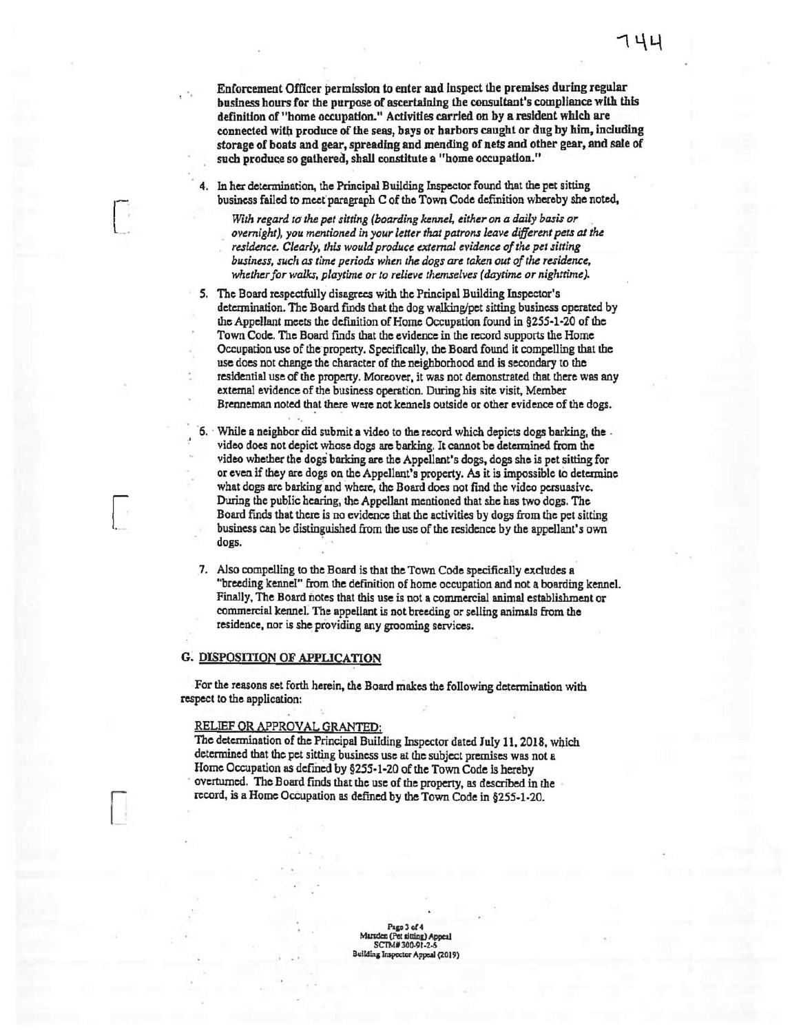**Enforcement Officer permission to enter and inspect the premises during regular business hours for the purpose of ascertaining the consultant's compliance with this definition of "home occupation." Activities carried on by a resident which are connected with produce of the seas, bays or harbors caught or dug by him, including storage of boats and gear, spreading and mending of nets and other gear, and sale of such produce so gathered, shall constitute a "home occupation."**

4. In her determination, the Principal Building Inspector found that the pet sitting business failed to meet paragraph C of the Town Code definition whereby she noted,

   *With regard to the pet sitting (boarding kennel, either on a daily basis or overnight), you mentioned in your letter that patrons leave different pets at the residence. Clearly, this would produce external evidence of the pet sitting business, such as time periods when the dogs are taken out of the residence, whether for walks, playtime or to relieve themselves (daytime or nighttime).*

5. The Board respectfully disagrees with the Principal Building Inspector's determination. The Board finds that the dog walking/pet sitting business operated by the Appellant meets the definition of Home Occupation found in §255-1-20 of the Town Code. The Board finds that the evidence in the record supports the Home Occupation use of the property. Specifically, the Board found it compelling that the use does not change the character of the neighborhood and is secondary to the residential use of the property. Moreover, it was not demonstrated that there was any external evidence of the business operation. During his site visit, Member Brenneman noted that there were not kennels outside or other evidence of the dogs.

6. While a neighbor did submit a video to the record which depicts dogs barking, the video does not depict whose dogs are barking. It cannot be determined from the video whether the dogs barking are the Appellant's dogs, dogs she is pet sitting for or even if they are dogs on the Appellant's property. As it is impossible to determine what dogs are barking and where, the Board does not find the video persuasive. During the public hearing, the Appellant mentioned that she has two dogs. The Board finds that there is no evidence that the activities by dogs from the pet sitting business can be distinguished from the use of the residence by the appellant's own dogs.

7. Also compelling to the Board is that the Town Code specifically excludes a "breeding kennel" from the definition of home occupation and not a boarding kennel. Finally, The Board notes that this use is not a commercial animal establishment or commercial kennel. The appellant is not breeding or selling animals from the residence, nor is she providing any grooming services.

## G. DISPOSITION OF APPLICATION

For the reasons set forth herein, the Board makes the following determination with respect to the application:

RELIEF OR APPROVAL GRANTED:

The determination of the Principal Building Inspector dated July 11, 2018, which determined that the pet sitting business use at the subject premises was not a Home Occupation as defined by §255-1-20 of the Town Code is hereby overturned. The Board finds that the use of the property, as described in the record, is a Home Occupation as defined by the Town Code in §255-1-20.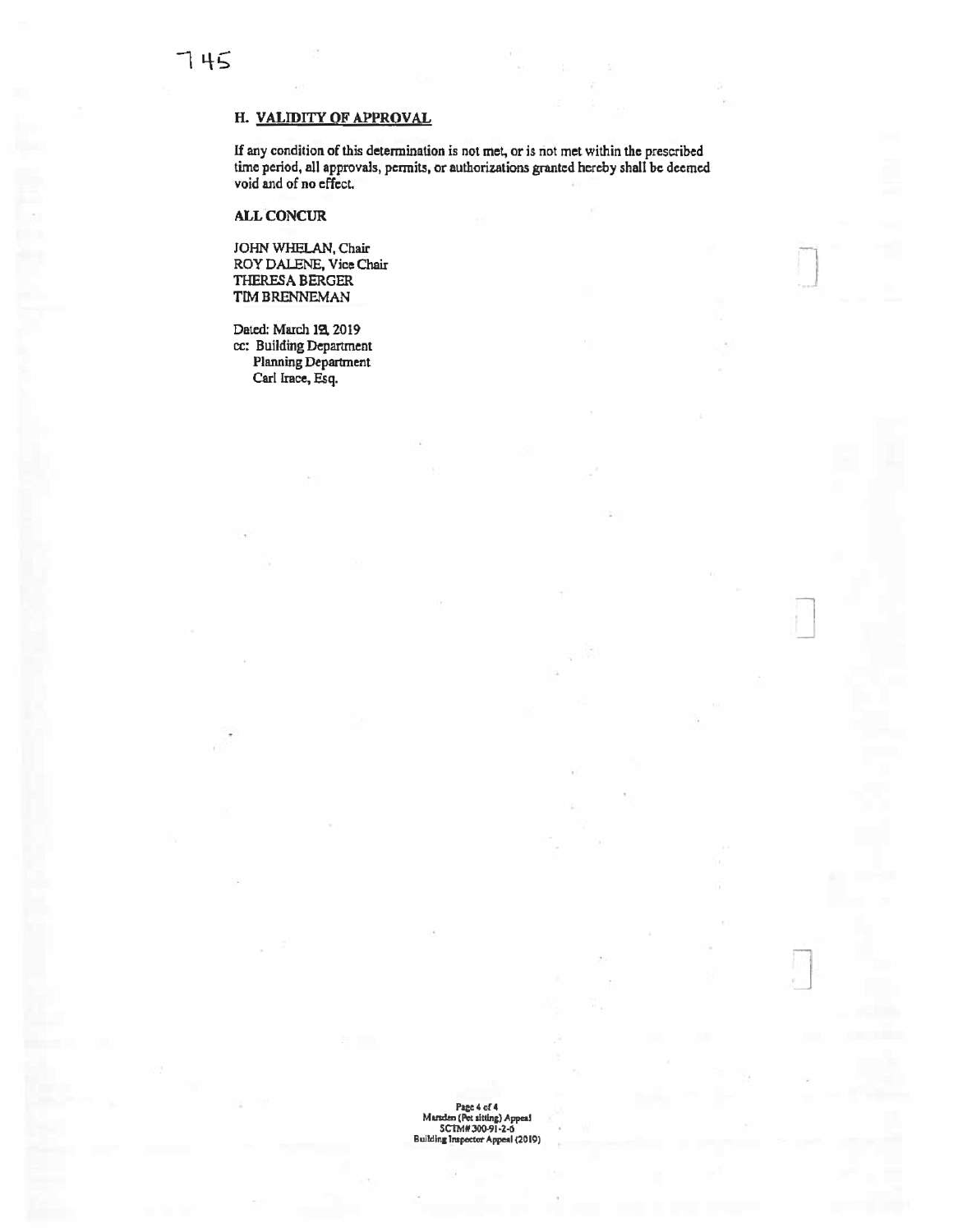## H. VALIDITY OF APPROVAL

If any condition of this determination is not met, or is not met within the prescribed time period, all approvals, permits, or authorizations granted hereby shall be deemed void and of no effect.

**ALL CONCUR**

JOHN WHELAN, Chair
ROY DALENE, Vice Chair
THERESA BERGER
TIM BRENNEMAN

Dated: March 19, 2019
cc: Building Department
Planning Department
Carl Irace, Esq.